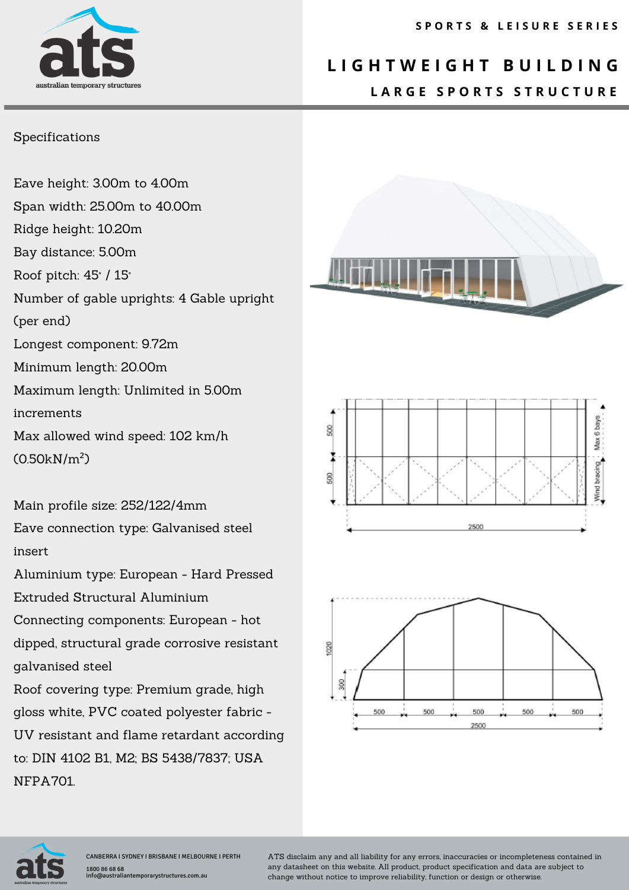SPORTS & LEISURE SERIES

# LIGHTWEIGHT BUILDING

## LARGE SPORTS STRUCTURE

Specifications

Eave height: 3.00m to 4.00m

Span width: 25.00m to 40.00m

Ridge height: 10.20m

Bay distance: 5.00m

Roof pitch: 45° / 15°

Number of gable uprights: 4 Gable upright (per end)

Longest component: 9.72m

Minimum length: 20.00m

Maximum length: Unlimited in 5.00m increments

Max allowed wind speed: 102 km/h ($0.50kN/m^2$)

Main profile size: 252/122/4mm

Eave connection type: Galvanised steel insert

Aluminium type: European - Hard Pressed Extruded Structural Aluminium

Connecting components: European - hot dipped, structural grade corrosive resistant galvanised steel

Roof covering type: Premium grade, high gloss white, PVC coated polyester fabric - UV resistant and flame retardant according to: DIN 4102 B1, M2; BS 5438/7837; USA NFPA701.

CANBERRA I SYDNEY I BRISBANE I MELBOURNE I PERTH
1800 86 68 68
info@australiantemporarystructures.com.au

ATS disclaim any and all liability for any errors, inaccuracies or incompleteness contained in any datasheet on this website. All product, product specification and data are subject to change without notice to improve reliability, function or design or otherwise.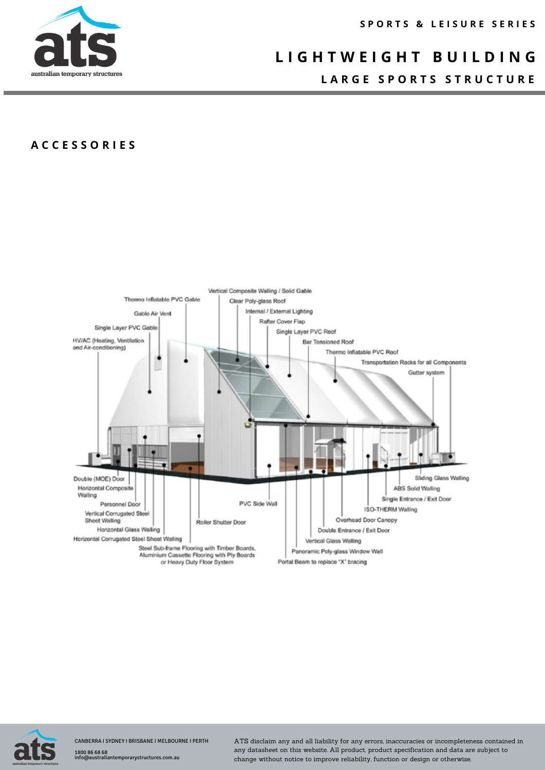## ACCESSORIES

Vertical Composite Walling / Solid Gable
Thermo Inflatable PVC Gable
Clear Poly-glass Roof
Gable Air Vent
Internal / External Lighting
Rafter Cover Flap
Single Layer PVC Gable
Single Layer PVC Roof
HV/AC (Heating, Ventilation and Air-conditioning)
Bar Tensioned Roof
Thermo Inflatable PVC Roof
Transportation Racks for all Components
Gutter system
Double (MOE) Door
Horizontal Composite Walling
Sliding Glass Walling
ABS Solid Walling
Single Entrance / Exit Door
Personnel Door
PVC Side Wall
ISO-THERM Walling
Vertical Corrugated Steel Sheet Walling
Overhead Door Canopy
Roller Shutter Door
Horizontal Glass Walling
Double Entrance / Exit Door
Horizontal Corrugated Steel Sheet Walling
Vertical Glass Walling
Steel Sub-frame Flooring with Timber Boards, Aluminium Cassette Flooring with Ply Boards or Heavy Duty Floor System
Panoramic Poly-glass Window Wall
Portal Beam to replace "X" bracing

CANBERRA I SYDNEY I BRISBANE I MELBOURNE I PERTH

1800 86 68 68
info@australiantemporarystructures.com.au

ATS disclaim any and all liability for any errors, inaccuracies or incompleteness contained in any datasheet on this website. All product, product specification and data are subject to change without notice to improve reliability, function or design or otherwise.